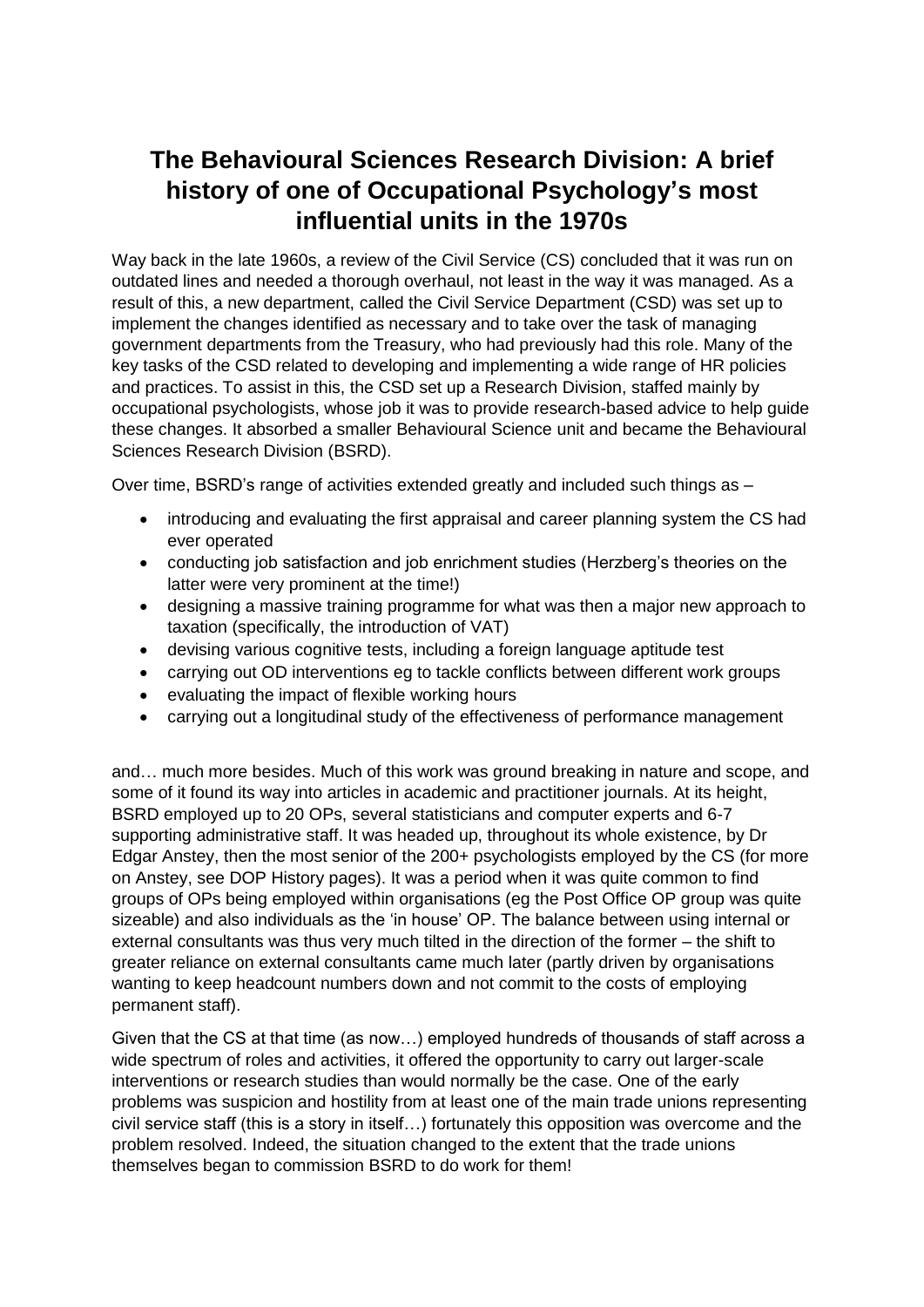# The Behavioural Sciences Research Division: A brief history of one of Occupational Psychology's most influential units in the 1970s

Way back in the late 1960s, a review of the Civil Service (CS) concluded that it was run on outdated lines and needed a thorough overhaul, not least in the way it was managed. As a result of this, a new department, called the Civil Service Department (CSD) was set up to implement the changes identified as necessary and to take over the task of managing government departments from the Treasury, who had previously had this role. Many of the key tasks of the CSD related to developing and implementing a wide range of HR policies and practices. To assist in this, the CSD set up a Research Division, staffed mainly by occupational psychologists, whose job it was to provide research-based advice to help guide these changes. It absorbed a smaller Behavioural Science unit and became the Behavioural Sciences Research Division (BSRD).

Over time, BSRD's range of activities extended greatly and included such things as –

- introducing and evaluating the first appraisal and career planning system the CS had ever operated
- conducting job satisfaction and job enrichment studies (Herzberg's theories on the latter were very prominent at the time!)
- designing a massive training programme for what was then a major new approach to taxation (specifically, the introduction of VAT)
- devising various cognitive tests, including a foreign language aptitude test
- carrying out OD interventions eg to tackle conflicts between different work groups
- evaluating the impact of flexible working hours
- carrying out a longitudinal study of the effectiveness of performance management

and… much more besides. Much of this work was ground breaking in nature and scope, and some of it found its way into articles in academic and practitioner journals. At its height, BSRD employed up to 20 OPs, several statisticians and computer experts and 6-7 supporting administrative staff. It was headed up, throughout its whole existence, by Dr Edgar Anstey, then the most senior of the 200+ psychologists employed by the CS (for more on Anstey, see DOP History pages). It was a period when it was quite common to find groups of OPs being employed within organisations (eg the Post Office OP group was quite sizeable) and also individuals as the 'in house' OP. The balance between using internal or external consultants was thus very much tilted in the direction of the former – the shift to greater reliance on external consultants came much later (partly driven by organisations wanting to keep headcount numbers down and not commit to the costs of employing permanent staff).

Given that the CS at that time (as now…) employed hundreds of thousands of staff across a wide spectrum of roles and activities, it offered the opportunity to carry out larger-scale interventions or research studies than would normally be the case. One of the early problems was suspicion and hostility from at least one of the main trade unions representing civil service staff (this is a story in itself…) fortunately this opposition was overcome and the problem resolved. Indeed, the situation changed to the extent that the trade unions themselves began to commission BSRD to do work for them!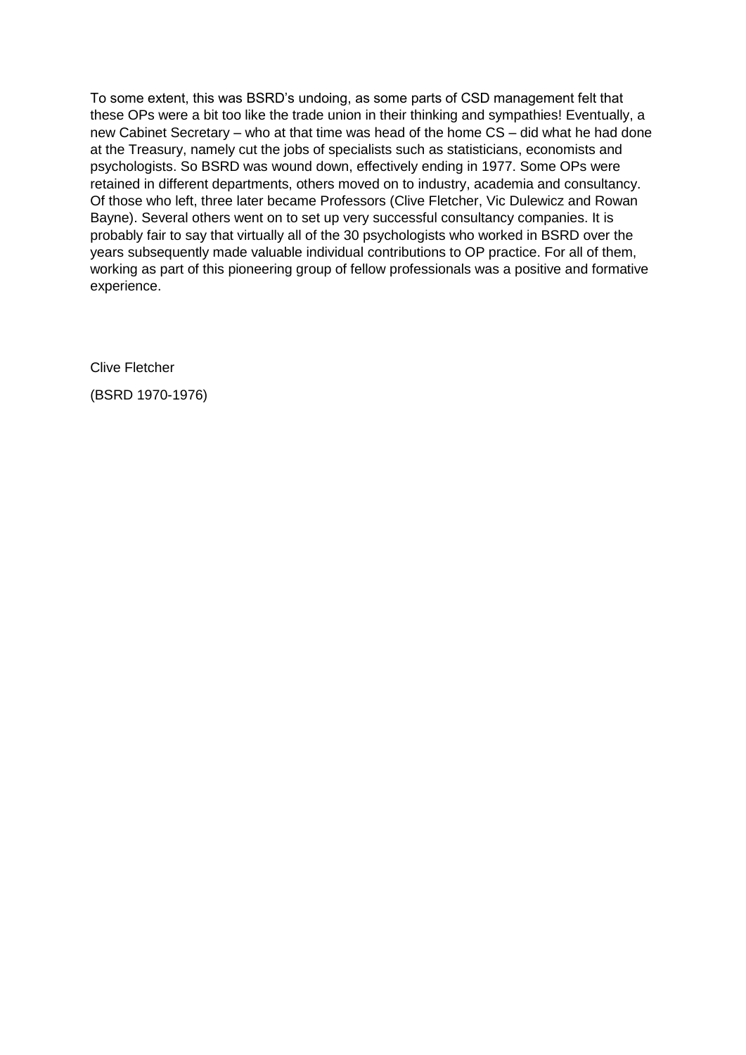To some extent, this was BSRD's undoing, as some parts of CSD management felt that these OPs were a bit too like the trade union in their thinking and sympathies! Eventually, a new Cabinet Secretary – who at that time was head of the home CS – did what he had done at the Treasury, namely cut the jobs of specialists such as statisticians, economists and psychologists. So BSRD was wound down, effectively ending in 1977. Some OPs were retained in different departments, others moved on to industry, academia and consultancy. Of those who left, three later became Professors (Clive Fletcher, Vic Dulewicz and Rowan Bayne). Several others went on to set up very successful consultancy companies. It is probably fair to say that virtually all of the 30 psychologists who worked in BSRD over the years subsequently made valuable individual contributions to OP practice. For all of them, working as part of this pioneering group of fellow professionals was a positive and formative experience.

Clive Fletcher

(BSRD 1970-1976)